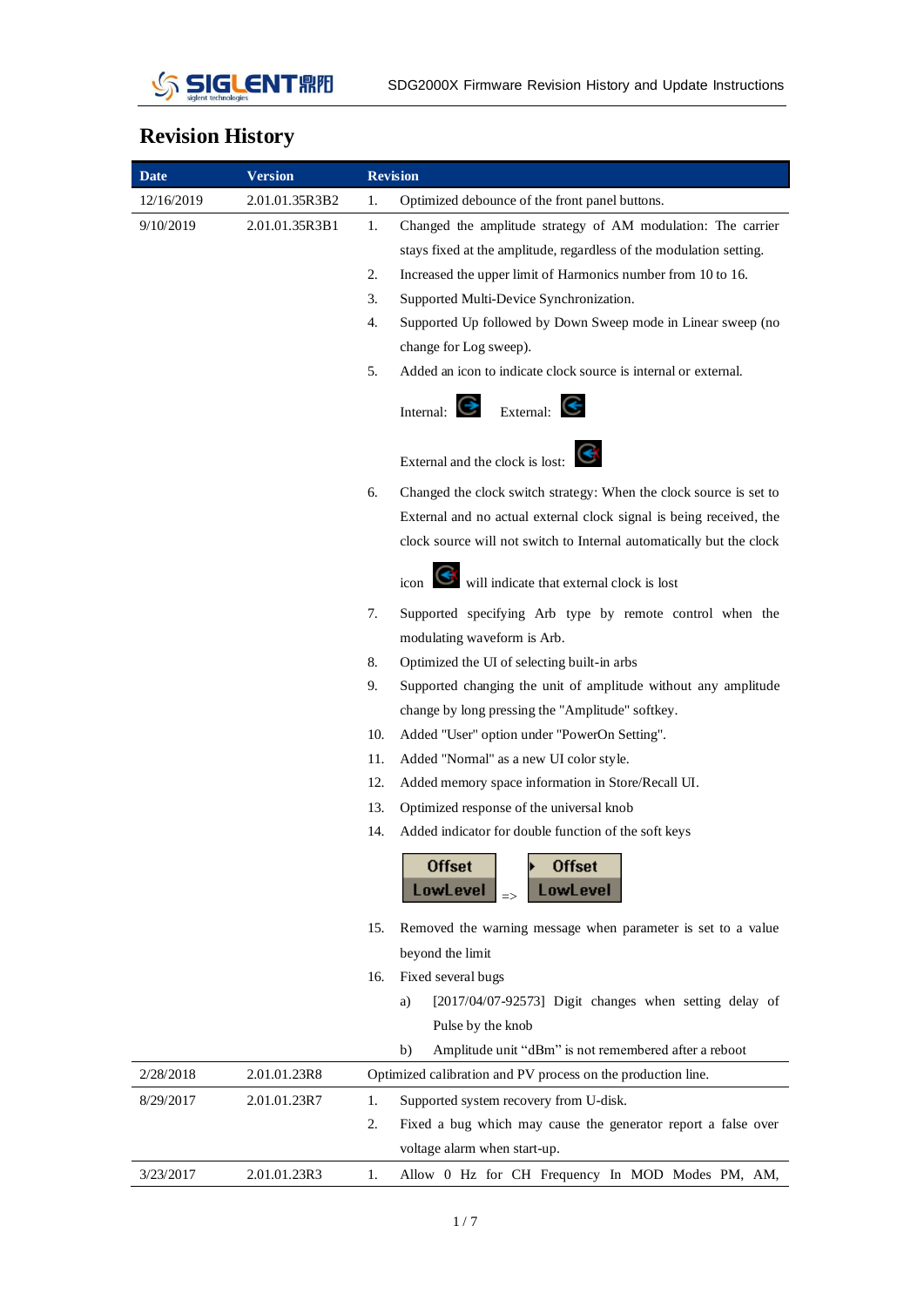# Revision History

| Date | Version | Revision |
|---|---|---|
| 12/16/2019 | 2.01.01.35R3B2 | 1. Optimized debounce of the front panel buttons. |
| 9/10/2019 | 2.01.01.35R3B1 | 1. Changed the amplitude strategy of AM modulation: The carrier stays fixed at the amplitude, regardless of the modulation setting.<br>2. Increased the upper limit of Harmonics number from 10 to 16.<br>3. Supported Multi-Device Synchronization.<br>4. Supported Up followed by Down Sweep mode in Linear sweep (no change for Log sweep).<br>5. Added an icon to indicate clock source is internal or external.<br>Internal: External:<br>External and the clock is lost:<br>6. Changed the clock switch strategy: When the clock source is set to External and no actual external clock signal is being received, the clock source will not switch to Internal automatically but the clock icon will indicate that external clock is lost<br>7. Supported specifying Arb type by remote control when the modulating waveform is Arb.<br>8. Optimized the UI of selecting built-in arbs<br>9. Supported changing the unit of amplitude without any amplitude change by long pressing the "Amplitude" softkey.<br>10. Added "User" option under "PowerOn Setting".<br>11. Added "Normal" as a new UI color style.<br>12. Added memory space information in Store/Recall UI.<br>13. Optimized response of the universal knob<br>14. Added indicator for double function of the soft keys<br>Offset LowLevel => Offset LowLevel<br>15. Removed the warning message when parameter is set to a value beyond the limit<br>16. Fixed several bugs<br>a) [2017/04/07-92573] Digit changes when setting delay of Pulse by the knob<br>b) Amplitude unit "dBm" is not remembered after a reboot |
| 2/28/2018 | 2.01.01.23R8 | Optimized calibration and PV process on the production line. |
| 8/29/2017 | 2.01.01.23R7 | 1. Supported system recovery from U-disk.<br>2. Fixed a bug which may cause the generator report a false over voltage alarm when start-up. |
| 3/23/2017 | 2.01.01.23R3 | 1. Allow 0 Hz for CH Frequency In MOD Modes PM, AM, |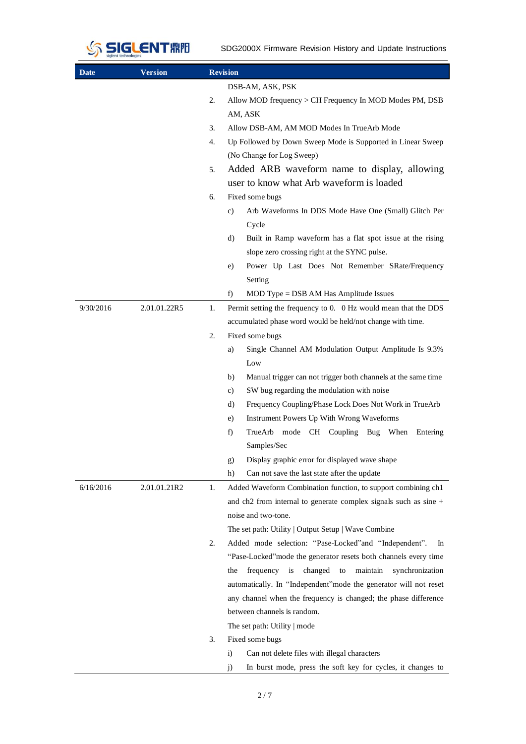| Date | Version | Revision |
|---|---|---|
| | | DSB-AM, ASK, PSK<br>2. Allow MOD frequency > CH Frequency In MOD Modes PM, DSB AM, ASK<br>3. Allow DSB-AM, AM MOD Modes In TrueArb Mode<br>4. Up Followed by Down Sweep Mode is Supported in Linear Sweep (No Change for Log Sweep)<br>5. Added ARB waveform name to display, allowing user to know what Arb waveform is loaded<br>6. Fixed some bugs<br>c) Arb Waveforms In DDS Mode Have One (Small) Glitch Per Cycle<br>d) Built in Ramp waveform has a flat spot issue at the rising slope zero crossing right at the SYNC pulse.<br>e) Power Up Last Does Not Remember SRate/Frequency Setting<br>f) MOD Type = DSB AM Has Amplitude Issues |
| 9/30/2016 | 2.01.01.22R5 | 1. Permit setting the frequency to 0. 0 Hz would mean that the DDS accumulated phase word would be held/not change with time.<br>2. Fixed some bugs<br>a) Single Channel AM Modulation Output Amplitude Is 9.3% Low<br>b) Manual trigger can not trigger both channels at the same time<br>c) SW bug regarding the modulation with noise<br>d) Frequency Coupling/Phase Lock Does Not Work in TrueArb<br>e) Instrument Powers Up With Wrong Waveforms<br>f) TrueArb mode CH Coupling Bug When Entering Samples/Sec<br>g) Display graphic error for displayed wave shape<br>h) Can not save the last state after the update |
| 6/16/2016 | 2.01.01.21R2 | 1. Added Waveform Combination function, to support combining ch1 and ch2 from internal to generate complex signals such as sine + noise and two-tone.<br>The set path: Utility \| Output Setup \| Wave Combine<br>2. Added mode selection: "Pase-Locked"and "Independent". In "Pase-Locked"mode the generator resets both channels every time the frequency is changed to maintain synchronization automatically. In "Independent"mode the generator will not reset any channel when the frequency is changed; the phase difference between channels is random.<br>The set path: Utility \| mode<br>3. Fixed some bugs<br>i) Can not delete files with illegal characters<br>j) In burst mode, press the soft key for cycles, it changes to |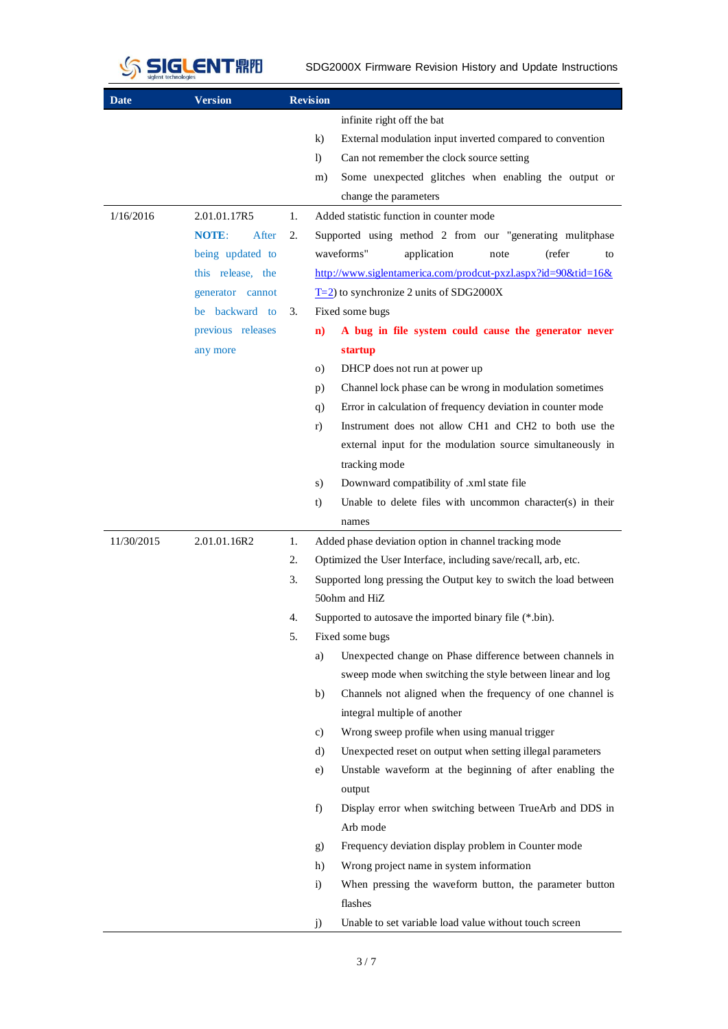| Date | Version | Revision |
|---|---|---|
| | | infinite right off the bat<br>k) External modulation input inverted compared to convention<br>l) Can not remember the clock source setting<br>m) Some unexpected glitches when enabling the output or change the parameters |
| 1/16/2016 | 2.01.01.17R5<br>**NOTE**: After being updated to this release, the generator cannot be backward to previous releases any more | 1. Added statistic function in counter mode<br>2. Supported using method 2 from our "generating mulitphase waveforms" application note (refer to http://www.siglentamerica.com/prodcut-pxzl.aspx?id=90&tid=16&T=2) to synchronize 2 units of SDG2000X<br>3. Fixed some bugs<br>**n) A bug in file system could cause the generator never startup**<br>o) DHCP does not run at power up<br>p) Channel lock phase can be wrong in modulation sometimes<br>q) Error in calculation of frequency deviation in counter mode<br>r) Instrument does not allow CH1 and CH2 to both use the external input for the modulation source simultaneously in tracking mode<br>s) Downward compatibility of .xml state file<br>t) Unable to delete files with uncommon character(s) in their names |
| 11/30/2015 | 2.01.01.16R2 | 1. Added phase deviation option in channel tracking mode<br>2. Optimized the User Interface, including save/recall, arb, etc.<br>3. Supported long pressing the Output key to switch the load between 50ohm and HiZ<br>4. Supported to autosave the imported binary file (*.bin).<br>5. Fixed some bugs<br>a) Unexpected change on Phase difference between channels in sweep mode when switching the style between linear and log<br>b) Channels not aligned when the frequency of one channel is integral multiple of another<br>c) Wrong sweep profile when using manual trigger<br>d) Unexpected reset on output when setting illegal parameters<br>e) Unstable waveform at the beginning of after enabling the output<br>f) Display error when switching between TrueArb and DDS in Arb mode<br>g) Frequency deviation display problem in Counter mode<br>h) Wrong project name in system information<br>i) When pressing the waveform button, the parameter button flashes<br>j) Unable to set variable load value without touch screen |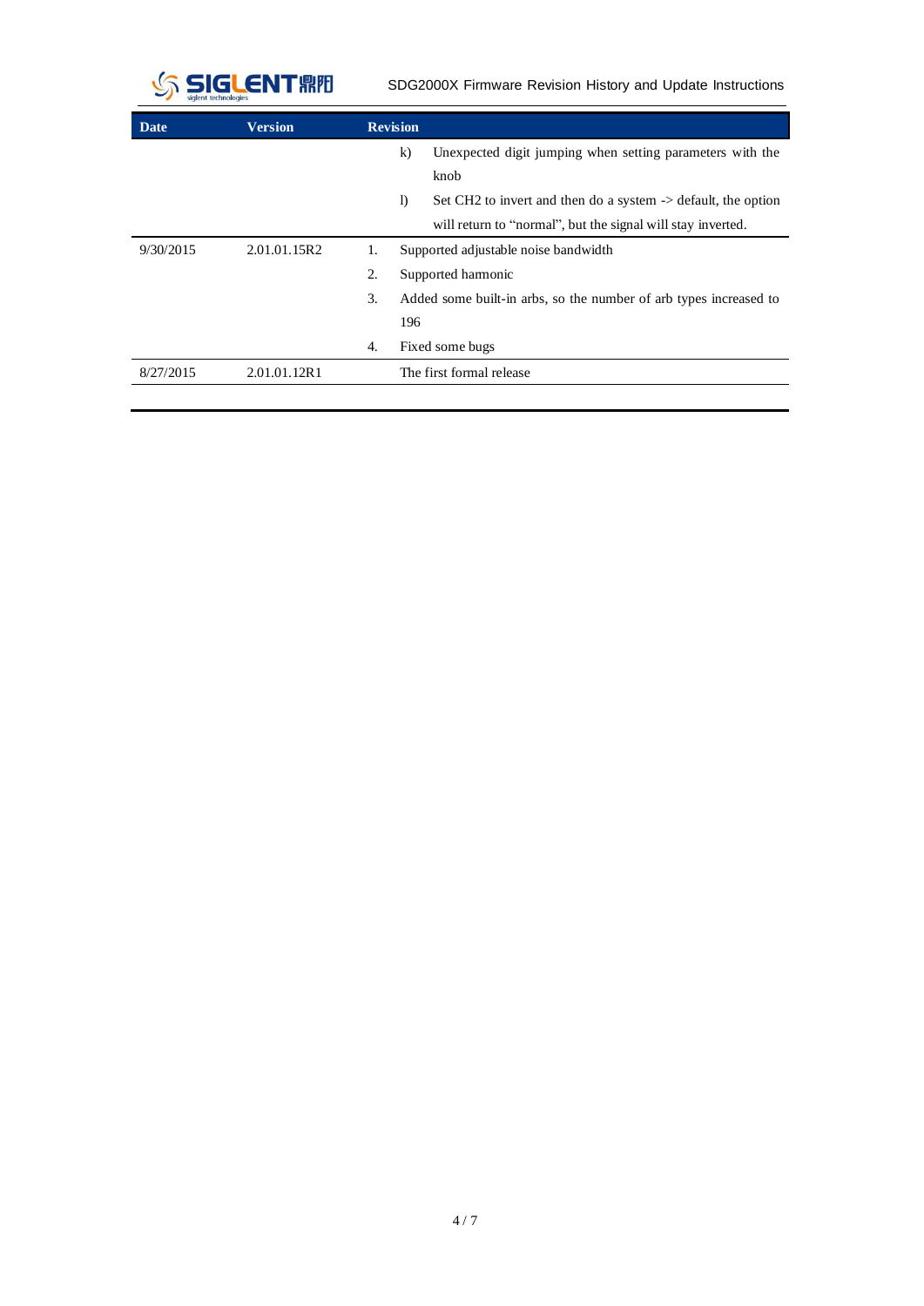| Date | Version | Revision |
| --- | --- | --- |
| | | k) Unexpected digit jumping when setting parameters with the knob<br>l) Set CH2 to invert and then do a system -> default, the option will return to “normal”, but the signal will stay inverted. |
| 9/30/2015 | 2.01.01.15R2 | 1. Supported adjustable noise bandwidth<br>2. Supported harmonic<br>3. Added some built-in arbs, so the number of arb types increased to 196<br>4. Fixed some bugs |
| 8/27/2015 | 2.01.01.12R1 | The first formal release |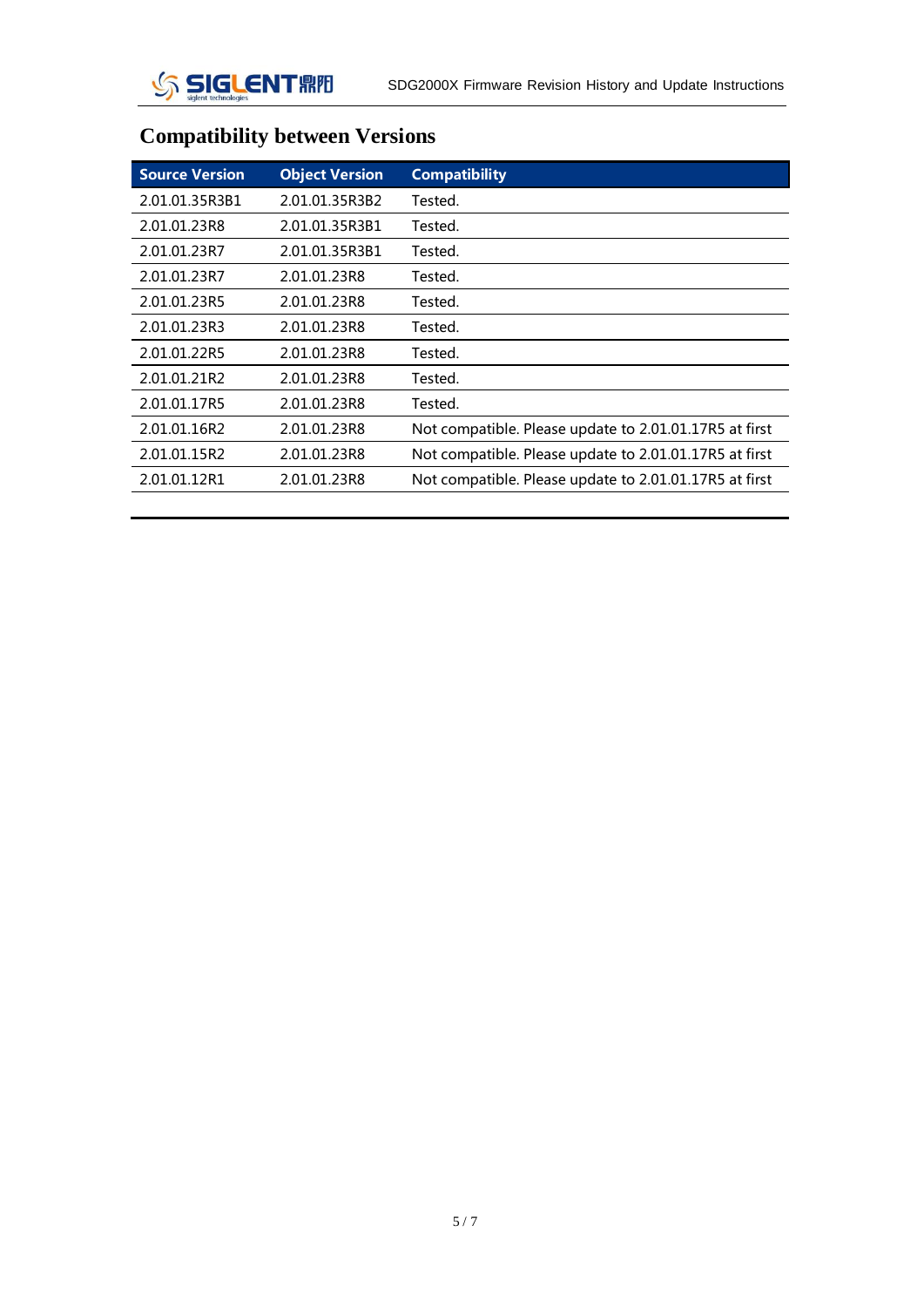## Compatibility between Versions

| Source Version | Object Version | Compatibility |
|---|---|---|
| 2.01.01.35R3B1 | 2.01.01.35R3B2 | Tested. |
| 2.01.01.23R8 | 2.01.01.35R3B1 | Tested. |
| 2.01.01.23R7 | 2.01.01.35R3B1 | Tested. |
| 2.01.01.23R7 | 2.01.01.23R8 | Tested. |
| 2.01.01.23R5 | 2.01.01.23R8 | Tested. |
| 2.01.01.23R3 | 2.01.01.23R8 | Tested. |
| 2.01.01.22R5 | 2.01.01.23R8 | Tested. |
| 2.01.01.21R2 | 2.01.01.23R8 | Tested. |
| 2.01.01.17R5 | 2.01.01.23R8 | Tested. |
| 2.01.01.16R2 | 2.01.01.23R8 | Not compatible. Please update to 2.01.01.17R5 at first |
| 2.01.01.15R2 | 2.01.01.23R8 | Not compatible. Please update to 2.01.01.17R5 at first |
| 2.01.01.12R1 | 2.01.01.23R8 | Not compatible. Please update to 2.01.01.17R5 at first |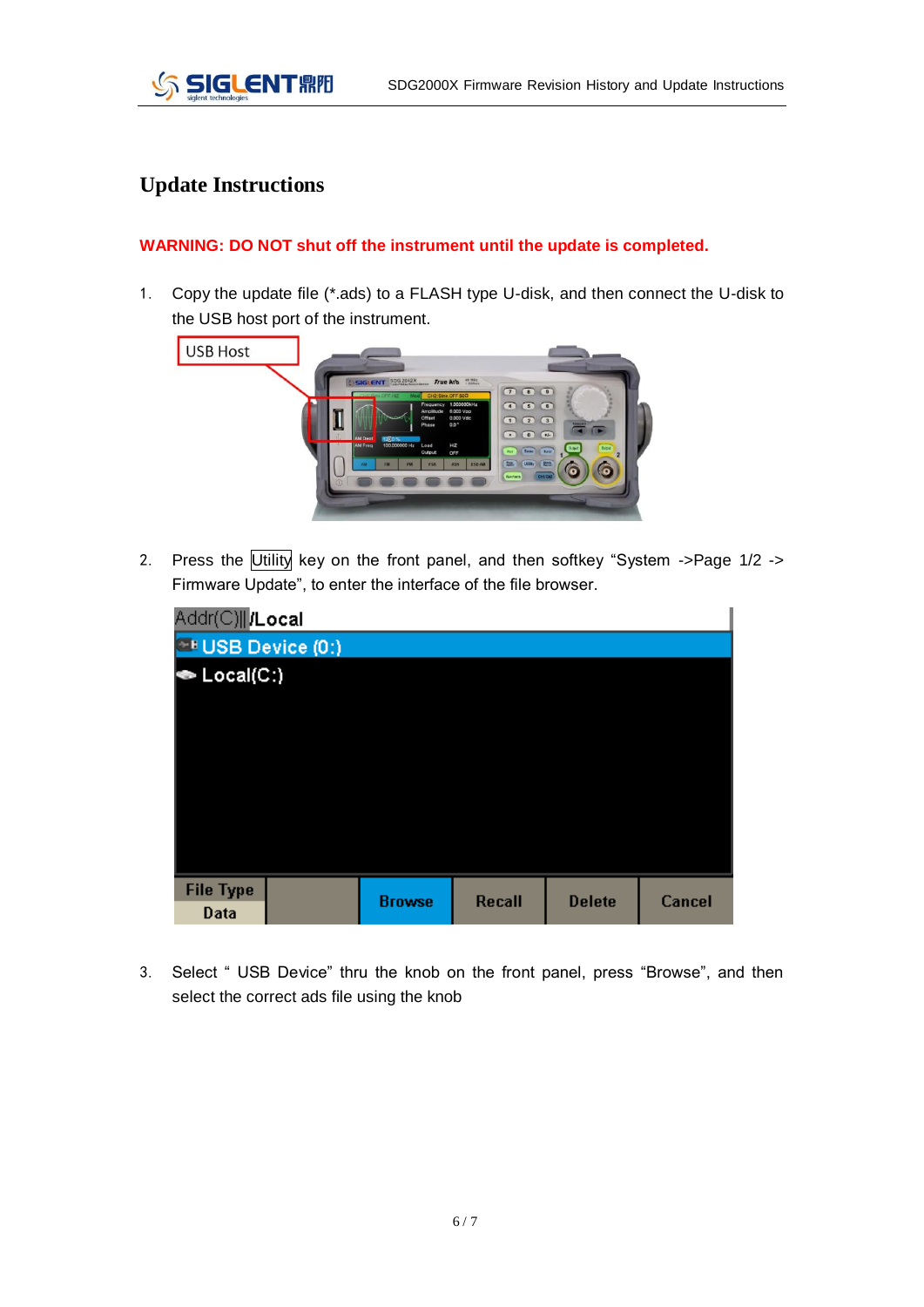# Update Instructions

**WARNING: DO NOT shut off the instrument until the update is completed.**

1. Copy the update file (*.ads) to a FLASH type U-disk, and then connect the U-disk to the USB host port of the instrument.

2. Press the Utility key on the front panel, and then softkey “System ->Page 1/2 -> Firmware Update”, to enter the interface of the file browser.

3. Select “ USB Device” thru the knob on the front panel, press “Browse”, and then select the correct ads file using the knob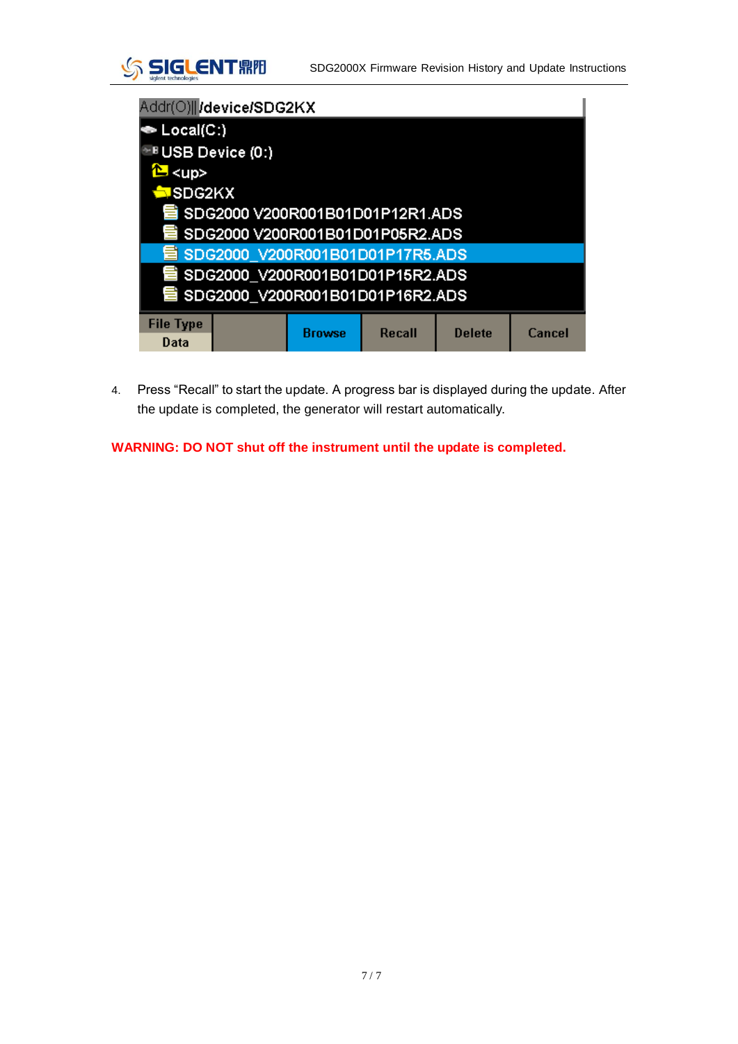4. Press “Recall” to start the update. A progress bar is displayed during the update. After the update is completed, the generator will restart automatically.

**WARNING: DO NOT shut off the instrument until the update is completed.**